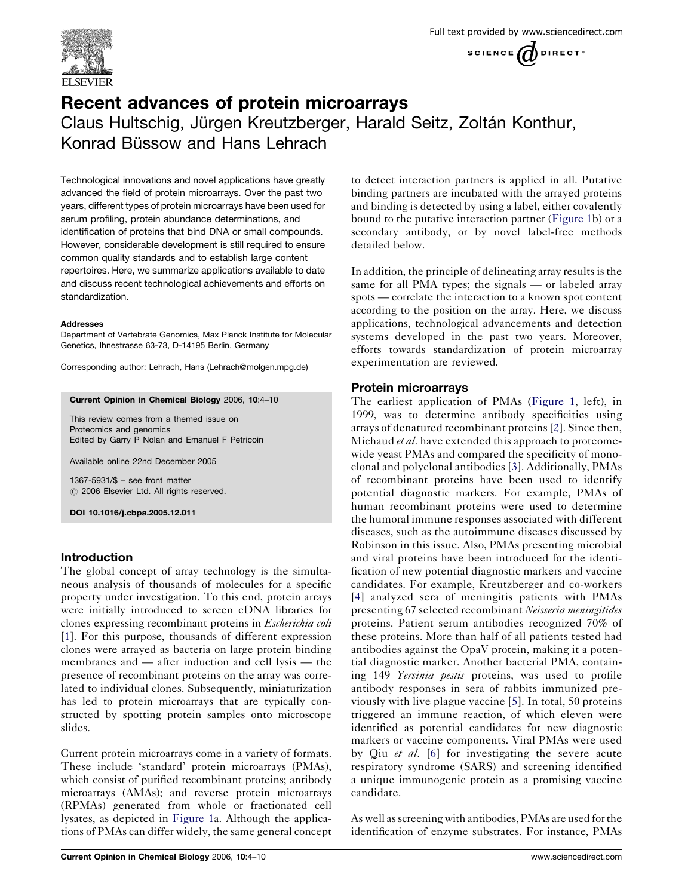# Recent advances of protein microarrays

Claus Hultschig, Jürgen Kreutzberger, Harald Seitz, Zoltán Konthur, Konrad Büssow and Hans Lehrach

Technological innovations and novel applications have greatly advanced the field of protein microarrays. Over the past two years, different types of protein microarrays have been used for serum profiling, protein abundance determinations, and identification of proteins that bind DNA or small compounds. However, considerable development is still required to ensure common quality standards and to establish large content repertoires. Here, we summarize applications available to date and discuss recent technological achievements and efforts on standardization.

**Addresses**
Department of Vertebrate Genomics, Max Planck Institute for Molecular Genetics, Ihnestrasse 63-73, D-14195 Berlin, Germany

Corresponding author: Lehrach, Hans (Lehrach@molgen.mpg.de)

**Current Opinion in Chemical Biology** 2006, **10**:4–10

This review comes from a themed issue on Proteomics and genomics
Edited by Garry P Nolan and Emanuel F Petricoin

Available online 22nd December 2005

1367-5931/$ – see front matter
© 2006 Elsevier Ltd. All rights reserved.

**DOI 10.1016/j.cbpa.2005.12.011**

## Introduction

The global concept of array technology is the simultaneous analysis of thousands of molecules for a specific property under investigation. To this end, protein arrays were initially introduced to screen cDNA libraries for clones expressing recombinant proteins in *Escherichia coli* [1]. For this purpose, thousands of different expression clones were arrayed as bacteria on large protein binding membranes and — after induction and cell lysis — the presence of recombinant proteins on the array was correlated to individual clones. Subsequently, miniaturization has led to protein microarrays that are typically constructed by spotting protein samples onto microscope slides.

Current protein microarrays come in a variety of formats. These include 'standard' protein microarrays (PMAs), which consist of purified recombinant proteins; antibody microarrays (AMAs); and reverse protein microarrays (RPMAs) generated from whole or fractionated cell lysates, as depicted in Figure 1a. Although the applications of PMAs can differ widely, the same general concept to detect interaction partners is applied in all. Putative binding partners are incubated with the arrayed proteins and binding is detected by using a label, either covalently bound to the putative interaction partner (Figure 1b) or a secondary antibody, or by novel label-free methods detailed below.

In addition, the principle of delineating array results is the same for all PMA types; the signals — or labeled array spots — correlate the interaction to a known spot content according to the position on the array. Here, we discuss applications, technological advancements and detection systems developed in the past two years. Moreover, efforts towards standardization of protein microarray experimentation are reviewed.

## Protein microarrays

The earliest application of PMAs (Figure 1, left), in 1999, was to determine antibody specificities using arrays of denatured recombinant proteins [2]. Since then, Michaud *et al*. have extended this approach to proteome-wide yeast PMAs and compared the specificity of monoclonal and polyclonal antibodies [3]. Additionally, PMAs of recombinant proteins have been used to identify potential diagnostic markers. For example, PMAs of human recombinant proteins were used to determine the humoral immune responses associated with different diseases, such as the autoimmune diseases discussed by Robinson in this issue. Also, PMAs presenting microbial and viral proteins have been introduced for the identification of new potential diagnostic markers and vaccine candidates. For example, Kreutzberger and co-workers [4] analyzed sera of meningitis patients with PMAs presenting 67 selected recombinant *Neisseria meningitides* proteins. Patient serum antibodies recognized 70% of these proteins. More than half of all patients tested had antibodies against the OpaV protein, making it a potential diagnostic marker. Another bacterial PMA, containing 149 *Yersinia pestis* proteins, was used to profile antibody responses in sera of rabbits immunized previously with live plague vaccine [5]. In total, 50 proteins triggered an immune reaction, of which eleven were identified as potential candidates for new diagnostic markers or vaccine components. Viral PMAs were used by Qiu *et al*. [6] for investigating the severe acute respiratory syndrome (SARS) and screening identified a unique immunogenic protein as a promising vaccine candidate.

As well as screening with antibodies, PMAs are used for the identification of enzyme substrates. For instance, PMAs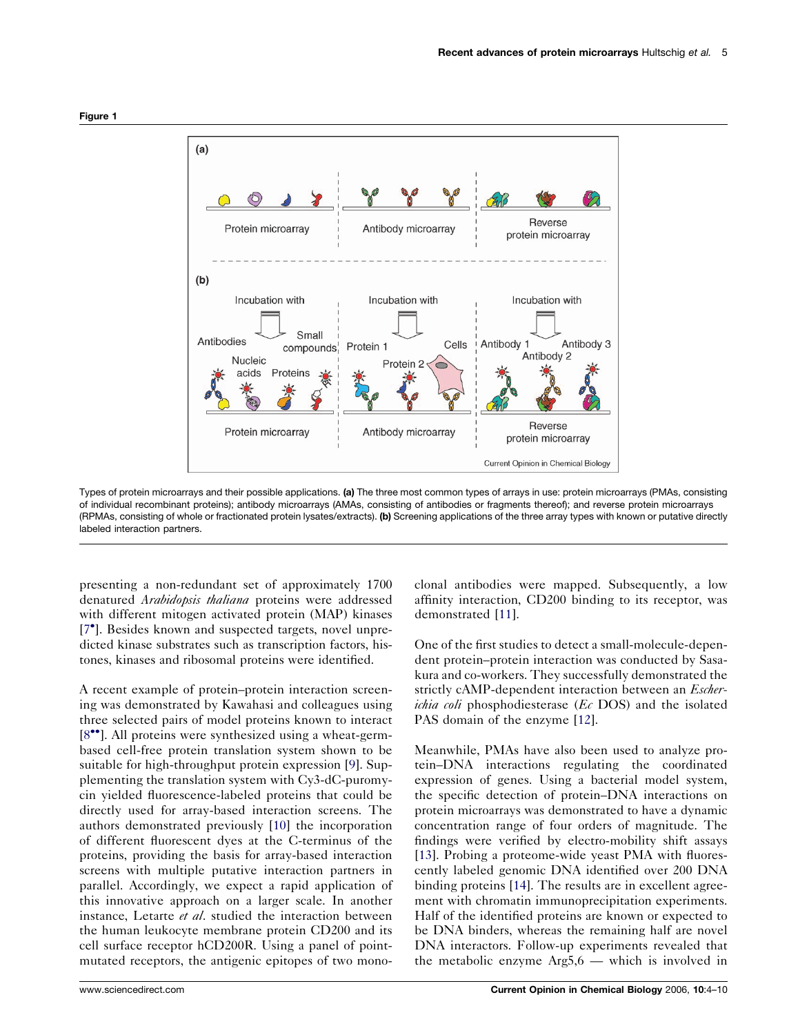Figure 1

Types of protein microarrays and their possible applications. **(a)** The three most common types of arrays in use: protein microarrays (PMAs, consisting of individual recombinant proteins); antibody microarrays (AMAs, consisting of antibodies or fragments thereof); and reverse protein microarrays (RPMAs, consisting of whole or fractionated protein lysates/extracts). **(b)** Screening applications of the three array types with known or putative directly labeled interaction partners.

presenting a non-redundant set of approximately 1700 denatured *Arabidopsis thaliana* proteins were addressed with different mitogen activated protein (MAP) kinases [7•]. Besides known and suspected targets, novel unpredicted kinase substrates such as transcription factors, histones, kinases and ribosomal proteins were identified.

A recent example of protein–protein interaction screening was demonstrated by Kawahasi and colleagues using three selected pairs of model proteins known to interact [8••]. All proteins were synthesized using a wheat-germ-based cell-free protein translation system shown to be suitable for high-throughput protein expression [9]. Supplementing the translation system with Cy3-dC-puromycin yielded fluorescence-labeled proteins that could be directly used for array-based interaction screens. The authors demonstrated previously [10] the incorporation of different fluorescent dyes at the C-terminus of the proteins, providing the basis for array-based interaction screens with multiple putative interaction partners in parallel. Accordingly, we expect a rapid application of this innovative approach on a larger scale. In another instance, Letarte *et al*. studied the interaction between the human leukocyte membrane protein CD200 and its cell surface receptor hCD200R. Using a panel of point-mutated receptors, the antigenic epitopes of two monoclonal antibodies were mapped. Subsequently, a low affinity interaction, CD200 binding to its receptor, was demonstrated [11].

One of the first studies to detect a small-molecule-dependent protein–protein interaction was conducted by Sasakura and co-workers. They successfully demonstrated the strictly cAMP-dependent interaction between an *Escherichia coli* phosphodiesterase (*Ec* DOS) and the isolated PAS domain of the enzyme [12].

Meanwhile, PMAs have also been used to analyze protein–DNA interactions regulating the coordinated expression of genes. Using a bacterial model system, the specific detection of protein–DNA interactions on protein microarrays was demonstrated to have a dynamic concentration range of four orders of magnitude. The findings were verified by electro-mobility shift assays [13]. Probing a proteome-wide yeast PMA with fluorescently labeled genomic DNA identified over 200 DNA binding proteins [14]. The results are in excellent agreement with chromatin immunoprecipitation experiments. Half of the identified proteins are known or expected to be DNA binders, whereas the remaining half are novel DNA interactors. Follow-up experiments revealed that the metabolic enzyme Arg5,6 — which is involved in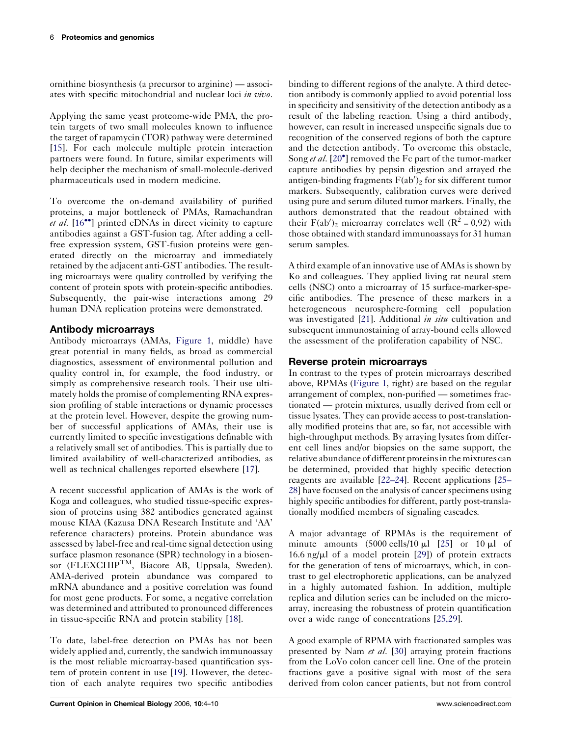ornithine biosynthesis (a precursor to arginine) — associates with specific mitochondrial and nuclear loci *in vivo*.

Applying the same yeast proteome-wide PMA, the protein targets of two small molecules known to influence the target of rapamycin (TOR) pathway were determined [15]. For each molecule multiple protein interaction partners were found. In future, similar experiments will help decipher the mechanism of small-molecule-derived pharmaceuticals used in modern medicine.

To overcome the on-demand availability of purified proteins, a major bottleneck of PMAs, Ramachandran *et al.* [16••] printed cDNAs in direct vicinity to capture antibodies against a GST-fusion tag. After adding a cell-free expression system, GST-fusion proteins were generated directly on the microarray and immediately retained by the adjacent anti-GST antibodies. The resulting microarrays were quality controlled by verifying the content of protein spots with protein-specific antibodies. Subsequently, the pair-wise interactions among 29 human DNA replication proteins were demonstrated.

## Antibody microarrays

Antibody microarrays (AMAs, Figure 1, middle) have great potential in many fields, as broad as commercial diagnostics, assessment of environmental pollution and quality control in, for example, the food industry, or simply as comprehensive research tools. Their use ultimately holds the promise of complementing RNA expression profiling of stable interactions or dynamic processes at the protein level. However, despite the growing number of successful applications of AMAs, their use is currently limited to specific investigations definable with a relatively small set of antibodies. This is partially due to limited availability of well-characterized antibodies, as well as technical challenges reported elsewhere [17].

A recent successful application of AMAs is the work of Koga and colleagues, who studied tissue-specific expression of proteins using 382 antibodies generated against mouse KIAA (Kazusa DNA Research Institute and 'AA' reference characters) proteins. Protein abundance was assessed by label-free and real-time signal detection using surface plasmon resonance (SPR) technology in a biosensor (FLEXCHIP™, Biacore AB, Uppsala, Sweden). AMA-derived protein abundance was compared to mRNA abundance and a positive correlation was found for most gene products. For some, a negative correlation was determined and attributed to pronounced differences in tissue-specific RNA and protein stability [18].

To date, label-free detection on PMAs has not been widely applied and, currently, the sandwich immunoassay is the most reliable microarray-based quantification system of protein content in use [19]. However, the detection of each analyte requires two specific antibodies binding to different regions of the analyte. A third detection antibody is commonly applied to avoid potential loss in specificity and sensitivity of the detection antibody as a result of the labeling reaction. Using a third antibody, however, can result in increased unspecific signals due to recognition of the conserved regions of both the capture and the detection antibody. To overcome this obstacle, Song *et al.* [20•] removed the Fc part of the tumor-marker capture antibodies by pepsin digestion and arrayed the antigen-binding fragments $F(ab')_2$ for six different tumor markers. Subsequently, calibration curves were derived using pure and serum diluted tumor markers. Finally, the authors demonstrated that the readout obtained with their $F(ab')_2$ microarray correlates well ($R^2 = 0{,}92$) with those obtained with standard immunoassays for 31 human serum samples.

A third example of an innovative use of AMAs is shown by Ko and colleagues. They applied living rat neural stem cells (NSC) onto a microarray of 15 surface-marker-specific antibodies. The presence of these markers in a heterogeneous neurosphere-forming cell population was investigated [21]. Additional *in situ* cultivation and subsequent immunostaining of array-bound cells allowed the assessment of the proliferation capability of NSC.

## Reverse protein microarrays

In contrast to the types of protein microarrays described above, RPMAs (Figure 1, right) are based on the regular arrangement of complex, non-purified — sometimes fractionated — protein mixtures, usually derived from cell or tissue lysates. They can provide access to post-translationally modified proteins that are, so far, not accessible with high-throughput methods. By arraying lysates from different cell lines and/or biopsies on the same support, the relative abundance of different proteins in the mixtures can be determined, provided that highly specific detection reagents are available [22–24]. Recent applications [25–28] have focused on the analysis of cancer specimens using highly specific antibodies for different, partly post-translationally modified members of signaling cascades.

A major advantage of RPMAs is the requirement of minute amounts (5000 cells/10 μl [25] or 10 μl of 16.6 ng/μl of a model protein [29]) of protein extracts for the generation of tens of microarrays, which, in contrast to gel electrophoretic applications, can be analyzed in a highly automated fashion. In addition, multiple replica and dilution series can be included on the microarray, increasing the robustness of protein quantification over a wide range of concentrations [25,29].

A good example of RPMA with fractionated samples was presented by Nam *et al.* [30] arraying protein fractions from the LoVo colon cancer cell line. One of the protein fractions gave a positive signal with most of the sera derived from colon cancer patients, but not from control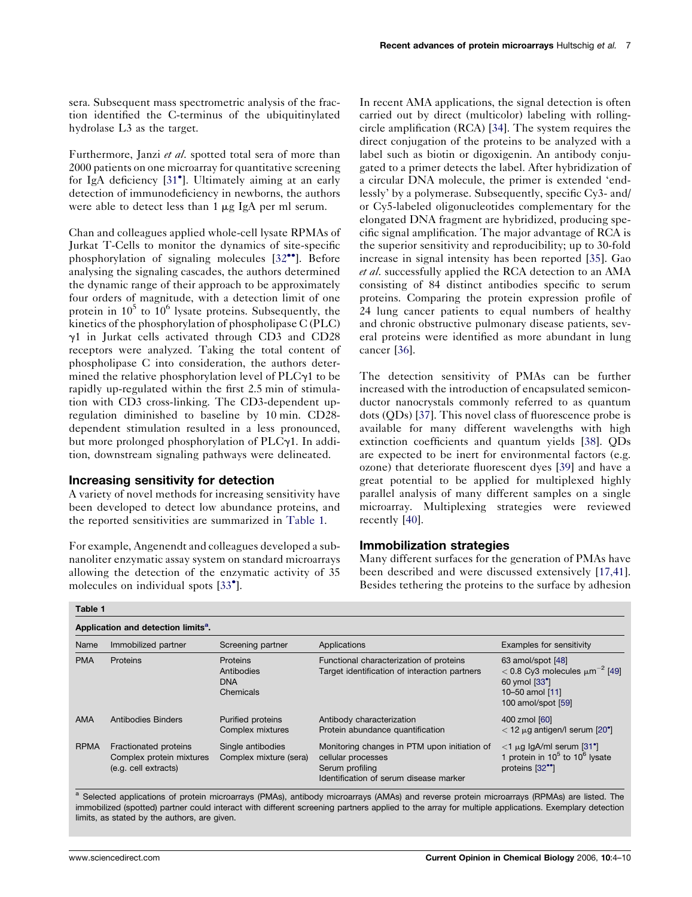sera. Subsequent mass spectrometric analysis of the fraction identified the C-terminus of the ubiquitinylated hydrolase L3 as the target.

Furthermore, Janzi *et al.* spotted total sera of more than 2000 patients on one microarray for quantitative screening for IgA deficiency [31•]. Ultimately aiming at an early detection of immunodeficiency in newborns, the authors were able to detect less than 1 μg IgA per ml serum.

Chan and colleagues applied whole-cell lysate RPMAs of Jurkat T-Cells to monitor the dynamics of site-specific phosphorylation of signaling molecules [32••]. Before analysing the signaling cascades, the authors determined the dynamic range of their approach to be approximately four orders of magnitude, with a detection limit of one protein in $10^5$ to $10^6$ lysate proteins. Subsequently, the kinetics of the phosphorylation of phospholipase C (PLC) γ1 in Jurkat cells activated through CD3 and CD28 receptors were analyzed. Taking the total content of phospholipase C into consideration, the authors determined the relative phosphorylation level of PLCγ1 to be rapidly up-regulated within the first 2.5 min of stimulation with CD3 cross-linking. The CD3-dependent up-regulation diminished to baseline by 10 min. CD28-dependent stimulation resulted in a less pronounced, but more prolonged phosphorylation of PLCγ1. In addition, downstream signaling pathways were delineated.

## Increasing sensitivity for detection

A variety of novel methods for increasing sensitivity have been developed to detect low abundance proteins, and the reported sensitivities are summarized in Table 1.

For example, Angenendt and colleagues developed a sub-nanoliter enzymatic assay system on standard microarrays allowing the detection of the enzymatic activity of 35 molecules on individual spots [33•].

In recent AMA applications, the signal detection is often carried out by direct (multicolor) labeling with rolling-circle amplification (RCA) [34]. The system requires the direct conjugation of the proteins to be analyzed with a label such as biotin or digoxigenin. An antibody conjugated to a primer detects the label. After hybridization of a circular DNA molecule, the primer is extended 'endlessly' by a polymerase. Subsequently, specific Cy3- and/or Cy5-labeled oligonucleotides complementary for the elongated DNA fragment are hybridized, producing specific signal amplification. The major advantage of RCA is the superior sensitivity and reproducibility; up to 30-fold increase in signal intensity has been reported [35]. Gao *et al.* successfully applied the RCA detection to an AMA consisting of 84 distinct antibodies specific to serum proteins. Comparing the protein expression profile of 24 lung cancer patients to equal numbers of healthy and chronic obstructive pulmonary disease patients, several proteins were identified as more abundant in lung cancer [36].

The detection sensitivity of PMAs can be further increased with the introduction of encapsulated semiconductor nanocrystals commonly referred to as quantum dots (QDs) [37]. This novel class of fluorescence probe is available for many different wavelengths with high extinction coefficients and quantum yields [38]. QDs are expected to be inert for environmental factors (e.g. ozone) that deteriorate fluorescent dyes [39] and have a great potential to be applied for multiplexed highly parallel analysis of many different samples on a single microarray. Multiplexing strategies were reviewed recently [40].

## Immobilization strategies

Many different surfaces for the generation of PMAs have been described and were discussed extensively [17,41]. Besides tethering the proteins to the surface by adhesion

**Table 1**

**Application and detection limits[a].**

| Name | Immobilized partner | Screening partner | Applications | Examples for sensitivity |
|---|---|---|---|---|
| PMA | Proteins | Proteins<br>Antibodies<br>DNA<br>Chemicals | Functional characterization of proteins<br>Target identification of interaction partners | 63 amol/spot [48]<br>< 0.8 Cy3 molecules $\mu m^{-2}$ [49]<br>60 ymol [33•]<br>10–50 amol [11]<br>100 amol/spot [59] |
| AMA | Antibodies Binders | Purified proteins<br>Complex mixtures | Antibody characterization<br>Protein abundance quantification | 400 zmol [60]<br>< 12 μg antigen/l serum [20•] |
| RPMA | Fractionated proteins<br>Complex protein mixtures (e.g. cell extracts) | Single antibodies<br>Complex mixture (sera) | Monitoring changes in PTM upon initiation of cellular processes<br>Serum profiling<br>Identification of serum disease marker | <1 μg IgA/ml serum [31•]<br>1 protein in $10^5$ to $10^6$ lysate proteins [32••] |

[a] Selected applications of protein microarrays (PMAs), antibody microarrays (AMAs) and reverse protein microarrays (RPMAs) are listed. The immobilized (spotted) partner could interact with different screening partners applied to the array for multiple applications. Exemplary detection limits, as stated by the authors, are given.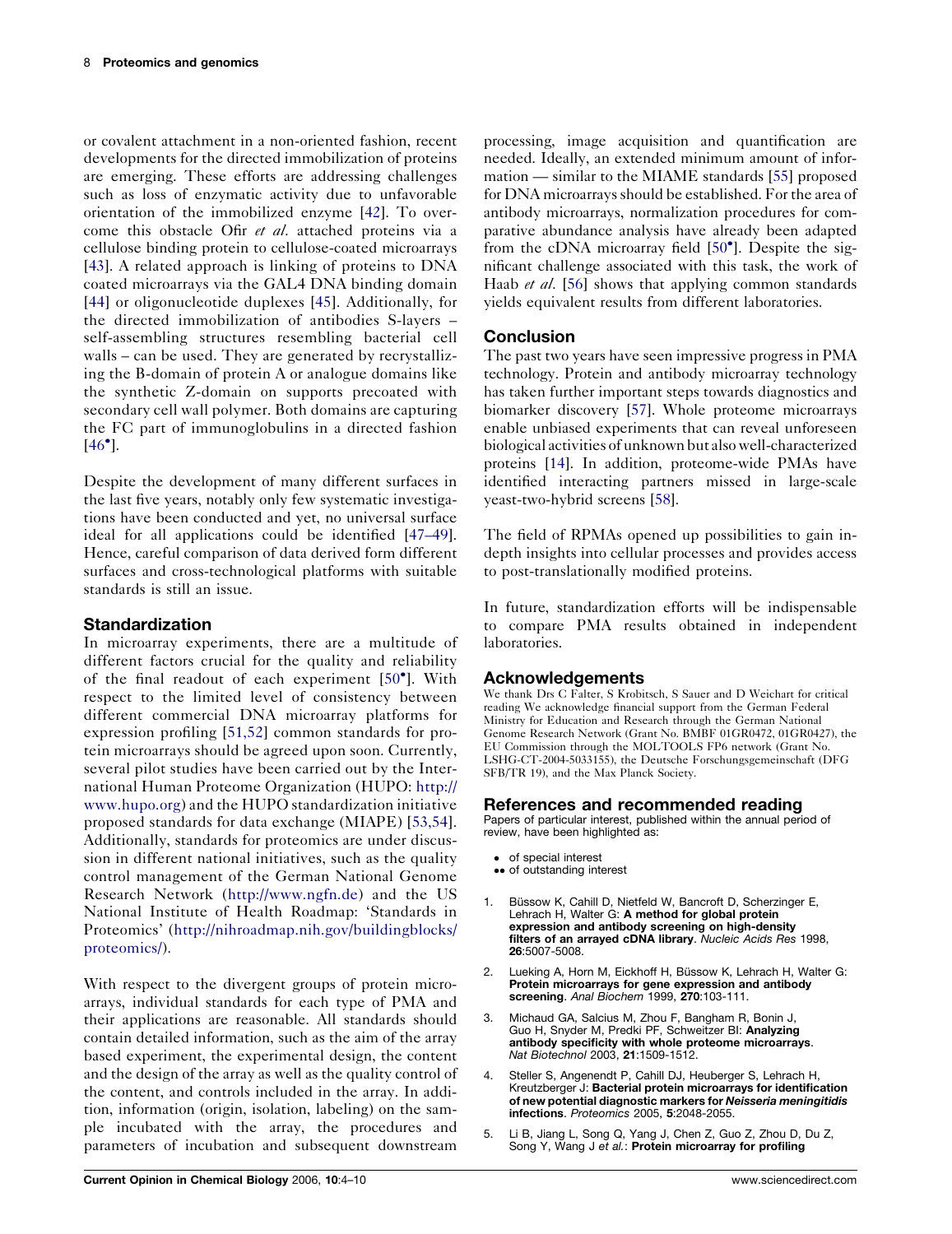or covalent attachment in a non-oriented fashion, recent developments for the directed immobilization of proteins are emerging. These efforts are addressing challenges such as loss of enzymatic activity due to unfavorable orientation of the immobilized enzyme [42]. To overcome this obstacle Ofir *et al.* attached proteins via a cellulose binding protein to cellulose-coated microarrays [43]. A related approach is linking of proteins to DNA coated microarrays via the GAL4 DNA binding domain [44] or oligonucleotide duplexes [45]. Additionally, for the directed immobilization of antibodies S-layers – self-assembling structures resembling bacterial cell walls – can be used. They are generated by recrystallizing the B-domain of protein A or analogue domains like the synthetic Z-domain on supports precoated with secondary cell wall polymer. Both domains are capturing the FC part of immunoglobulins in a directed fashion [46•].

Despite the development of many different surfaces in the last five years, notably only few systematic investigations have been conducted and yet, no universal surface ideal for all applications could be identified [47–49]. Hence, careful comparison of data derived form different surfaces and cross-technological platforms with suitable standards is still an issue.

## Standardization

In microarray experiments, there are a multitude of different factors crucial for the quality and reliability of the final readout of each experiment [50•]. With respect to the limited level of consistency between different commercial DNA microarray platforms for expression profiling [51,52] common standards for protein microarrays should be agreed upon soon. Currently, several pilot studies have been carried out by the International Human Proteome Organization (HUPO: http://www.hupo.org) and the HUPO standardization initiative proposed standards for data exchange (MIAPE) [53,54]. Additionally, standards for proteomics are under discussion in different national initiatives, such as the quality control management of the German National Genome Research Network (http://www.ngfn.de) and the US National Institute of Health Roadmap: 'Standards in Proteomics' (http://nihroadmap.nih.gov/buildingblocks/proteomics/).

With respect to the divergent groups of protein microarrays, individual standards for each type of PMA and their applications are reasonable. All standards should contain detailed information, such as the aim of the array based experiment, the experimental design, the content and the design of the array as well as the quality control of the content, and controls included in the array. In addition, information (origin, isolation, labeling) on the sample incubated with the array, the procedures and parameters of incubation and subsequent downstream processing, image acquisition and quantification are needed. Ideally, an extended minimum amount of information — similar to the MIAME standards [55] proposed for DNA microarrays should be established. For the area of antibody microarrays, normalization procedures for comparative abundance analysis have already been adapted from the cDNA microarray field [50•]. Despite the significant challenge associated with this task, the work of Haab *et al.* [56] shows that applying common standards yields equivalent results from different laboratories.

## Conclusion

The past two years have seen impressive progress in PMA technology. Protein and antibody microarray technology has taken further important steps towards diagnostics and biomarker discovery [57]. Whole proteome microarrays enable unbiased experiments that can reveal unforeseen biological activities of unknown but also well-characterized proteins [14]. In addition, proteome-wide PMAs have identified interacting partners missed in large-scale yeast-two-hybrid screens [58].

The field of RPMAs opened up possibilities to gain in-depth insights into cellular processes and provides access to post-translationally modified proteins.

In future, standardization efforts will be indispensable to compare PMA results obtained in independent laboratories.

## Acknowledgements

We thank Drs C Falter, S Krobitsch, S Sauer and D Weichart for critical reading We acknowledge financial support from the German Federal Ministry for Education and Research through the German National Genome Research Network (Grant No. BMBF 01GR0472, 01GR0427), the EU Commission through the MOLTOOLS FP6 network (Grant No. LSHG-CT-2004-5033155), the Deutsche Forschungsgemeinschaft (DFG SFB/TR 19), and the Max Planck Society.

## References and recommended reading

Papers of particular interest, published within the annual period of review, have been highlighted as:

- • of special interest
- •• of outstanding interest

1. Büssow K, Cahill D, Nietfeld W, Bancroft D, Scherzinger E, Lehrach H, Walter G: **A method for global protein expression and antibody screening on high-density filters of an arrayed cDNA library**. *Nucleic Acids Res* 1998, **26**:5007-5008.
2. Lueking A, Horn M, Eickhoff H, Büssow K, Lehrach H, Walter G: **Protein microarrays for gene expression and antibody screening**. *Anal Biochem* 1999, **270**:103-111.
3. Michaud GA, Salcius M, Zhou F, Bangham R, Bonin J, Guo H, Snyder M, Predki PF, Schweitzer BI: **Analyzing antibody specificity with whole proteome microarrays**. *Nat Biotechnol* 2003, **21**:1509-1512.
4. Steller S, Angenendt P, Cahill DJ, Heuberger S, Lehrach H, Kreutzberger J: **Bacterial protein microarrays for identification of new potential diagnostic markers for *Neisseria meningitidis* infections**. *Proteomics* 2005, **5**:2048-2055.
5. Li B, Jiang L, Song Q, Yang J, Chen Z, Guo Z, Zhou D, Du Z, Song Y, Wang J *et al.*: **Protein microarray for profiling**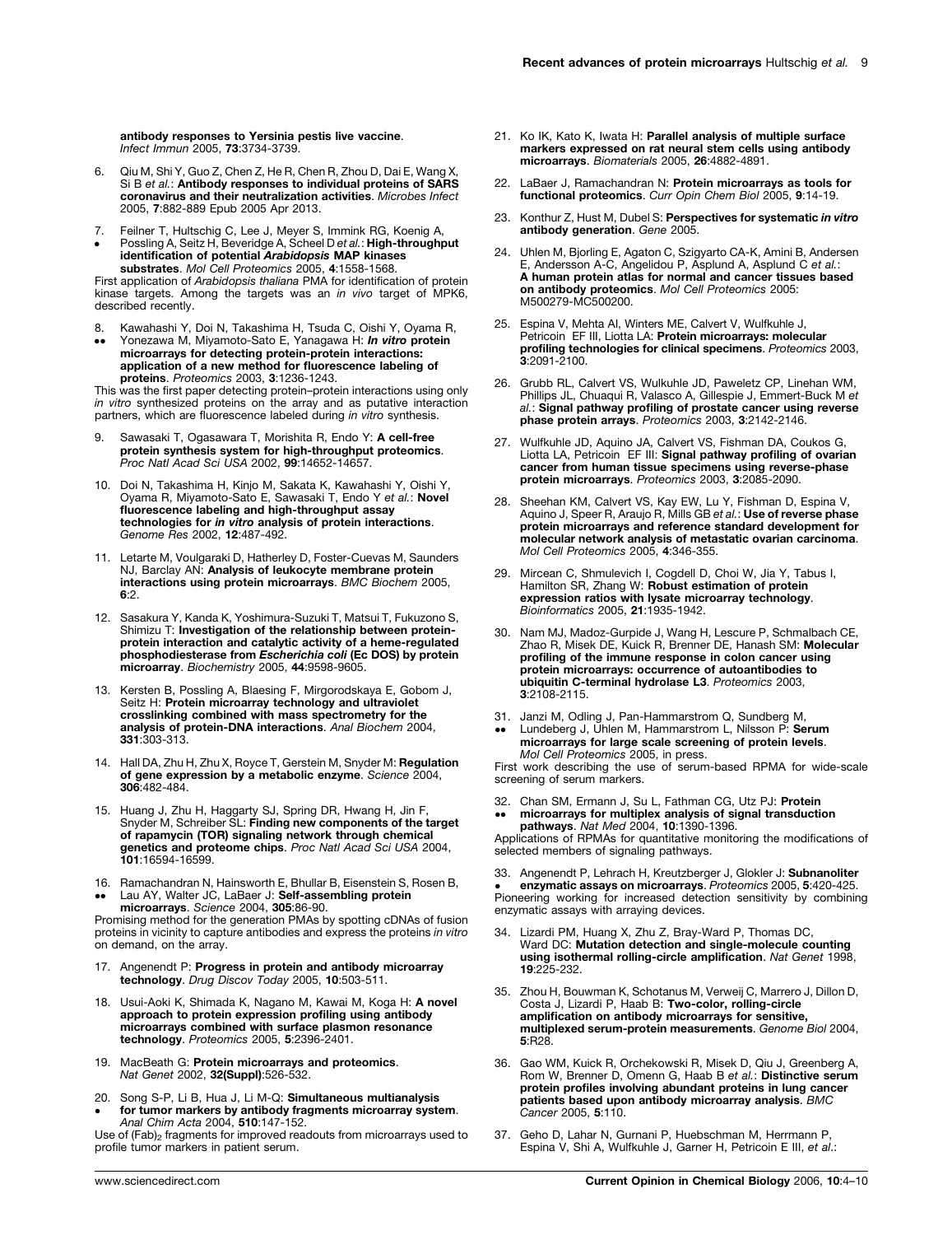**antibody responses to Yersinia pestis live vaccine**. *Infect Immun* 2005, **73**:3734-3739.

6. Qiu M, Shi Y, Guo Z, Chen Z, He R, Chen R, Zhou D, Dai E, Wang X, Si B *et al.*: **Antibody responses to individual proteins of SARS coronavirus and their neutralization activities**. *Microbes Infect* 2005, **7**:882-889 Epub 2005 Apr 2013.

7. • Feilner T, Hultschig C, Lee J, Meyer S, Immink RG, Koenig A, Possling A, Seitz H, Beveridge A, Scheel D *et al.*: **High-throughput identification of potential *Arabidopsis* MAP kinases substrates**. *Mol Cell Proteomics* 2005, **4**:1558-1568.
First application of *Arabidopsis thaliana* PMA for identification of protein kinase targets. Among the targets was an *in vivo* target of MPK6, described recently.

8. •• Kawahashi Y, Doi N, Takashima H, Tsuda C, Oishi Y, Oyama R, Yonezawa M, Miyamoto-Sato E, Yanagawa H: ***In vitro* protein microarrays for detecting protein-protein interactions: application of a new method for fluorescence labeling of proteins**. *Proteomics* 2003, **3**:1236-1243.
This was the first paper detecting protein–protein interactions using only *in vitro* synthesized proteins on the array and as putative interaction partners, which are fluorescence labeled during *in vitro* synthesis.

9. Sawasaki T, Ogasawara T, Morishita R, Endo Y: **A cell-free protein synthesis system for high-throughput proteomics**. *Proc Natl Acad Sci USA* 2002, **99**:14652-14657.

10. Doi N, Takashima H, Kinjo M, Sakata K, Kawahashi Y, Oishi Y, Oyama R, Miyamoto-Sato E, Sawasaki T, Endo Y *et al.*: **Novel fluorescence labeling and high-throughput assay technologies for *in vitro* analysis of protein interactions**. *Genome Res* 2002, **12**:487-492.

11. Letarte M, Voulgaraki D, Hatherley D, Foster-Cuevas M, Saunders NJ, Barclay AN: **Analysis of leukocyte membrane protein interactions using protein microarrays**. *BMC Biochem* 2005, **6**:2.

12. Sasakura Y, Kanda K, Yoshimura-Suzuki T, Matsui T, Fukuzono S, Shimizu T: **Investigation of the relationship between protein-protein interaction and catalytic activity of a heme-regulated phosphodiesterase from *Escherichia coli* (Ec DOS) by protein microarray**. *Biochemistry* 2005, **44**:9598-9605.

13. Kersten B, Possling A, Blaesing F, Mirgorodskaya E, Gobom J, Seitz H: **Protein microarray technology and ultraviolet crosslinking combined with mass spectrometry for the analysis of protein-DNA interactions**. *Anal Biochem* 2004, **331**:303-313.

14. Hall DA, Zhu H, Zhu X, Royce T, Gerstein M, Snyder M: **Regulation of gene expression by a metabolic enzyme**. *Science* 2004, **306**:482-484.

15. Huang J, Zhu H, Haggarty SJ, Spring DR, Hwang H, Jin F, Snyder M, Schreiber SL: **Finding new components of the target of rapamycin (TOR) signaling network through chemical genetics and proteome chips**. *Proc Natl Acad Sci USA* 2004, **101**:16594-16599.

16. •• Ramachandran N, Hainsworth E, Bhullar B, Eisenstein S, Rosen B, Lau AY, Walter JC, LaBaer J: **Self-assembling protein microarrays**. *Science* 2004, **305**:86-90.
Promising method for the generation PMAs by spotting cDNAs of fusion proteins in vicinity to capture antibodies and express the proteins *in vitro* on demand, on the array.

17. Angenendt P: **Progress in protein and antibody microarray technology**. *Drug Discov Today* 2005, **10**:503-511.

18. Usui-Aoki K, Shimada K, Nagano M, Kawai M, Koga H: **A novel approach to protein expression profiling using antibody microarrays combined with surface plasmon resonance technology**. *Proteomics* 2005, **5**:2396-2401.

19. MacBeath G: **Protein microarrays and proteomics**. *Nat Genet* 2002, **32(Suppl)**:526-532.

20. • Song S-P, Li B, Hua J, Li M-Q: **Simultaneous multianalysis for tumor markers by antibody fragments microarray system**. *Anal Chim Acta* 2004, **510**:147-152.
Use of $(Fab)_2$ fragments for improved readouts from microarrays used to profile tumor markers in patient serum.

21. Ko IK, Kato K, Iwata H: **Parallel analysis of multiple surface markers expressed on rat neural stem cells using antibody microarrays**. *Biomaterials* 2005, **26**:4882-4891.

22. LaBaer J, Ramachandran N: **Protein microarrays as tools for functional proteomics**. *Curr Opin Chem Biol* 2005, **9**:14-19.

23. Konthur Z, Hust M, Dubel S: **Perspectives for systematic *in vitro* antibody generation**. *Gene* 2005.

24. Uhlen M, Bjorling E, Agaton C, Szigyarto CA-K, Amini B, Andersen E, Andersson A-C, Angelidou P, Asplund A, Asplund C *et al.*: **A human protein atlas for normal and cancer tissues based on antibody proteomics**. *Mol Cell Proteomics* 2005: M500279-MC500200.

25. Espina V, Mehta AI, Winters ME, Calvert V, Wulfkuhle J, Petricoin EF III, Liotta LA: **Protein microarrays: molecular profiling technologies for clinical specimens**. *Proteomics* 2003, **3**:2091-2100.

26. Grubb RL, Calvert VS, Wulkuhle JD, Paweletz CP, Linehan WM, Phillips JL, Chuaqui R, Valasco A, Gillespie J, Emmert-Buck M *et al.*: **Signal pathway profiling of prostate cancer using reverse phase protein arrays**. *Proteomics* 2003, **3**:2142-2146.

27. Wulfkuhle JD, Aquino JA, Calvert VS, Fishman DA, Coukos G, Liotta LA, Petricoin EF III: **Signal pathway profiling of ovarian cancer from human tissue specimens using reverse-phase protein microarrays**. *Proteomics* 2003, **3**:2085-2090.

28. Sheehan KM, Calvert VS, Kay EW, Lu Y, Fishman D, Espina V, Aquino J, Speer R, Araujo R, Mills GB *et al.*: **Use of reverse phase protein microarrays and reference standard development for molecular network analysis of metastatic ovarian carcinoma**. *Mol Cell Proteomics* 2005, **4**:346-355.

29. Mircean C, Shmulevich I, Cogdell D, Choi W, Jia Y, Tabus I, Hamilton SR, Zhang W: **Robust estimation of protein expression ratios with lysate microarray technology**. *Bioinformatics* 2005, **21**:1935-1942.

30. Nam MJ, Madoz-Gurpide J, Wang H, Lescure P, Schmalbach CE, Zhao R, Misek DE, Kuick R, Brenner DE, Hanash SM: **Molecular profiling of the immune response in colon cancer using protein microarrays: occurrence of autoantibodies to ubiquitin C-terminal hydrolase L3**. *Proteomics* 2003, **3**:2108-2115.

31. •• Janzi M, Odling J, Pan-Hammarstrom Q, Sundberg M, Lundeberg J, Uhlen M, Hammarstrom L, Nilsson P: **Serum microarrays for large scale screening of protein levels**. *Mol Cell Proteomics* 2005, in press.
First work describing the use of serum-based RPMA for wide-scale screening of serum markers.

32. •• Chan SM, Ermann J, Su L, Fathman CG, Utz PJ: **Protein microarrays for multiplex analysis of signal transduction pathways**. *Nat Med* 2004, **10**:1390-1396.
Applications of RPMAs for quantitative monitoring the modifications of selected members of signaling pathways.

33. • Angenendt P, Lehrach H, Kreutzberger J, Glokler J: **Subnanoliter enzymatic assays on microarrays**. *Proteomics* 2005, **5**:420-425.
Pioneering working for increased detection sensitivity by combining enzymatic assays with arraying devices.

34. Lizardi PM, Huang X, Zhu Z, Bray-Ward P, Thomas DC, Ward DC: **Mutation detection and single-molecule counting using isothermal rolling-circle amplification**. *Nat Genet* 1998, **19**:225-232.

35. Zhou H, Bouwman K, Schotanus M, Verweij C, Marrero J, Dillon D, Costa J, Lizardi P, Haab B: **Two-color, rolling-circle amplification on antibody microarrays for sensitive, multiplexed serum-protein measurements**. *Genome Biol* 2004, **5**:R28.

36. Gao WM, Kuick R, Orchekowski R, Misek D, Qiu J, Greenberg A, Rom W, Brenner D, Omenn G, Haab B *et al.*: **Distinctive serum protein profiles involving abundant proteins in lung cancer patients based upon antibody microarray analysis**. *BMC Cancer* 2005, **5**:110.

37. Geho D, Lahar N, Gurnani P, Huebschman M, Herrmann P, Espina V, Shi A, Wulfkuhle J, Garner H, Petricoin E III, *et al.*: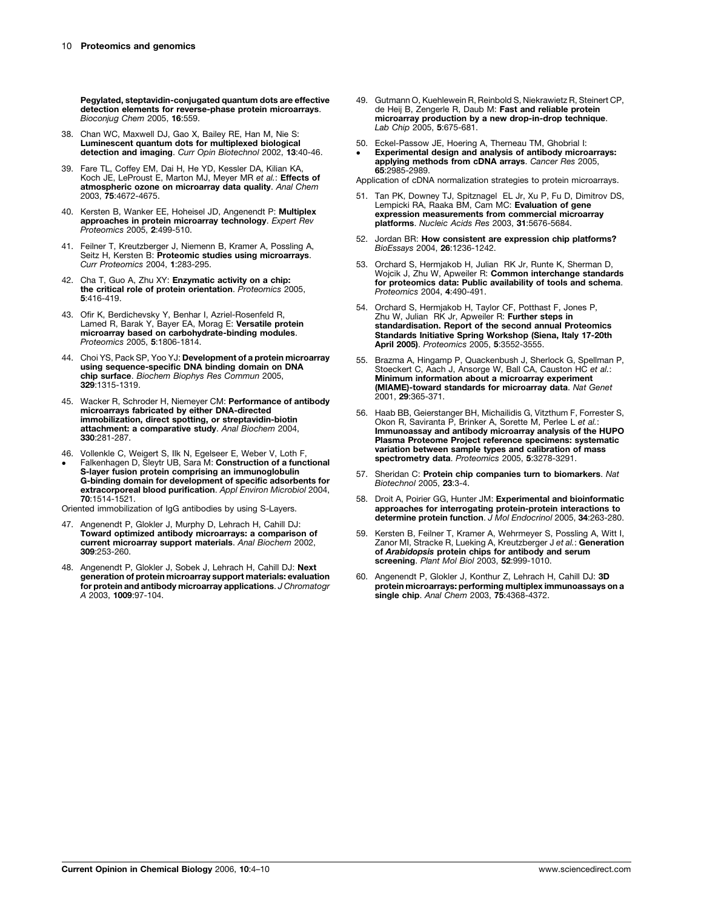**Pegylated, steptavidin-conjugated quantum dots are effective detection elements for reverse-phase protein microarrays**. *Bioconjug Chem* 2005, **16**:559.

38. Chan WC, Maxwell DJ, Gao X, Bailey RE, Han M, Nie S: **Luminescent quantum dots for multiplexed biological detection and imaging**. *Curr Opin Biotechnol* 2002, **13**:40-46.

39. Fare TL, Coffey EM, Dai H, He YD, Kessler DA, Kilian KA, Koch JE, LeProust E, Marton MJ, Meyer MR *et al.*: **Effects of atmospheric ozone on microarray data quality**. *Anal Chem* 2003, **75**:4672-4675.

40. Kersten B, Wanker EE, Hoheisel JD, Angenendt P: **Multiplex approaches in protein microarray technology**. *Expert Rev Proteomics* 2005, **2**:499-510.

41. Feilner T, Kreutzberger J, Niemenn B, Kramer A, Possling A, Seitz H, Kersten B: **Proteomic studies using microarrays**. *Curr Proteomics* 2004, **1**:283-295.

42. Cha T, Guo A, Zhu XY: **Enzymatic activity on a chip: the critical role of protein orientation**. *Proteomics* 2005, **5**:416-419.

43. Ofir K, Berdichevsky Y, Benhar I, Azriel-Rosenfeld R, Lamed R, Barak Y, Bayer EA, Morag E: **Versatile protein microarray based on carbohydrate-binding modules**. *Proteomics* 2005, **5**:1806-1814.

44. Choi YS, Pack SP, Yoo YJ: **Development of a protein microarray using sequence-specific DNA binding domain on DNA chip surface**. *Biochem Biophys Res Commun* 2005, **329**:1315-1319.

45. Wacker R, Schroder H, Niemeyer CM: **Performance of antibody microarrays fabricated by either DNA-directed immobilization, direct spotting, or streptavidin-biotin attachment: a comparative study**. *Anal Biochem* 2004, **330**:281-287.

46. • Vollenkle C, Weigert S, Ilk N, Egelseer E, Weber V, Loth F, Falkenhagen D, Sleytr UB, Sara M: **Construction of a functional S-layer fusion protein comprising an immunoglobulin G-binding domain for development of specific adsorbents for extracorporeal blood purification**. *Appl Environ Microbiol* 2004, **70**:1514-1521.

Oriented immobilization of IgG antibodies by using S-Layers.

47. Angenendt P, Glokler J, Murphy D, Lehrach H, Cahill DJ: **Toward optimized antibody microarrays: a comparison of current microarray support materials**. *Anal Biochem* 2002, **309**:253-260.

48. Angenendt P, Glokler J, Sobek J, Lehrach H, Cahill DJ: **Next generation of protein microarray support materials: evaluation for protein and antibody microarray applications**. *J Chromatogr A* 2003, **1009**:97-104.

49. Gutmann O, Kuehlewein R, Reinbold S, Niekrawietz R, Steinert CP, de Heij B, Zengerle R, Daub M: **Fast and reliable protein microarray production by a new drop-in-drop technique**. *Lab Chip* 2005, **5**:675-681.

50. • Eckel-Passow JE, Hoering A, Therneau TM, Ghobrial I: **Experimental design and analysis of antibody microarrays: applying methods from cDNA arrays**. *Cancer Res* 2005, **65**:2985-2989.

Application of cDNA normalization strategies to protein microarrays.

51. Tan PK, Downey TJ, Spitznagel EL Jr, Xu P, Fu D, Dimitrov DS, Lempicki RA, Raaka BM, Cam MC: **Evaluation of gene expression measurements from commercial microarray platforms**. *Nucleic Acids Res* 2003, **31**:5676-5684.

52. Jordan BR: **How consistent are expression chip platforms?** *BioEssays* 2004, **26**:1236-1242.

53. Orchard S, Hermjakob H, Julian RK Jr, Runte K, Sherman D, Wojcik J, Zhu W, Apweiler R: **Common interchange standards for proteomics data: Public availability of tools and schema**. *Proteomics* 2004, **4**:490-491.

54. Orchard S, Hermjakob H, Taylor CF, Potthast F, Jones P, Zhu W, Julian RK Jr, Apweiler R: **Further steps in standardisation. Report of the second annual Proteomics Standards Initiative Spring Workshop (Siena, Italy 17-20th April 2005)**. *Proteomics* 2005, **5**:3552-3555.

55. Brazma A, Hingamp P, Quackenbush J, Sherlock G, Spellman P, Stoeckert C, Aach J, Ansorge W, Ball CA, Causton HC *et al.*: **Minimum information about a microarray experiment (MIAME)-toward standards for microarray data**. *Nat Genet* 2001, **29**:365-371.

56. Haab BB, Geierstanger BH, Michailidis G, Vitzthum F, Forrester S, Okon R, Saviranta P, Brinker A, Sorette M, Perlee L *et al.*: **Immunoassay and antibody microarray analysis of the HUPO Plasma Proteome Project reference specimens: systematic variation between sample types and calibration of mass spectrometry data**. *Proteomics* 2005, **5**:3278-3291.

57. Sheridan C: **Protein chip companies turn to biomarkers**. *Nat Biotechnol* 2005, **23**:3-4.

58. Droit A, Poirier GG, Hunter JM: **Experimental and bioinformatic approaches for interrogating protein-protein interactions to determine protein function**. *J Mol Endocrinol* 2005, **34**:263-280.

59. Kersten B, Feilner T, Kramer A, Wehrmeyer S, Possling A, Witt I, Zanor MI, Stracke R, Lueking A, Kreutzberger J *et al.*: **Generation of *Arabidopsis* protein chips for antibody and serum screening**. *Plant Mol Biol* 2003, **52**:999-1010.

60. Angenendt P, Glokler J, Konthur Z, Lehrach H, Cahill DJ: **3D protein microarrays: performing multiplex immunoassays on a single chip**. *Anal Chem* 2003, **75**:4368-4372.